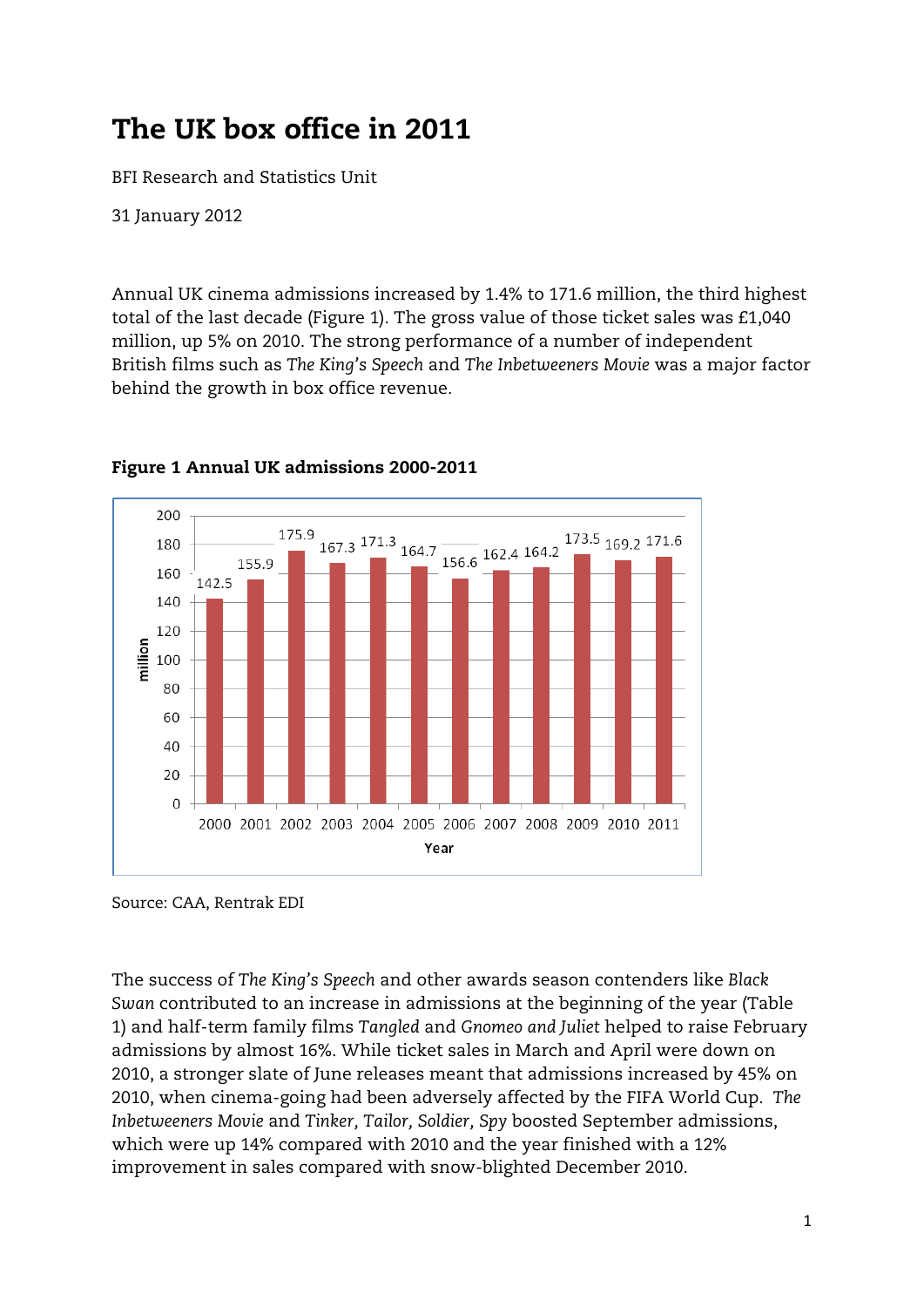# The UK box office in 2011

BFI Research and Statistics Unit

31 January 2012

Annual UK cinema admissions increased by 1.4% to 171.6 million, the third highest total of the last decade (Figure 1). The gross value of those ticket sales was £1,040 million, up 5% on 2010. The strong performance of a number of independent British films such as *The King's Speech* and *The Inbetweeners Movie* was a major factor behind the growth in box office revenue.

**Figure 1 Annual UK admissions 2000-2011**

| Year | Admissions (million) |
|---|---|
| 2000 | 142.5 |
| 2001 | 155.9 |
| 2002 | 175.9 |
| 2003 | 167.3 |
| 2004 | 171.3 |
| 2005 | 164.7 |
| 2006 | 156.6 |
| 2007 | 162.4 |
| 2008 | 164.2 |
| 2009 | 173.5 |
| 2010 | 169.2 |
| 2011 | 171.6 |

Source: CAA, Rentrak EDI

The success of *The King's Speech* and other awards season contenders like *Black Swan* contributed to an increase in admissions at the beginning of the year (Table 1) and half-term family films *Tangled* and *Gnomeo and Juliet* helped to raise February admissions by almost 16%. While ticket sales in March and April were down on 2010, a stronger slate of June releases meant that admissions increased by 45% on 2010, when cinema-going had been adversely affected by the FIFA World Cup. *The Inbetweeners Movie* and *Tinker, Tailor, Soldier, Spy* boosted September admissions, which were up 14% compared with 2010 and the year finished with a 12% improvement in sales compared with snow-blighted December 2010.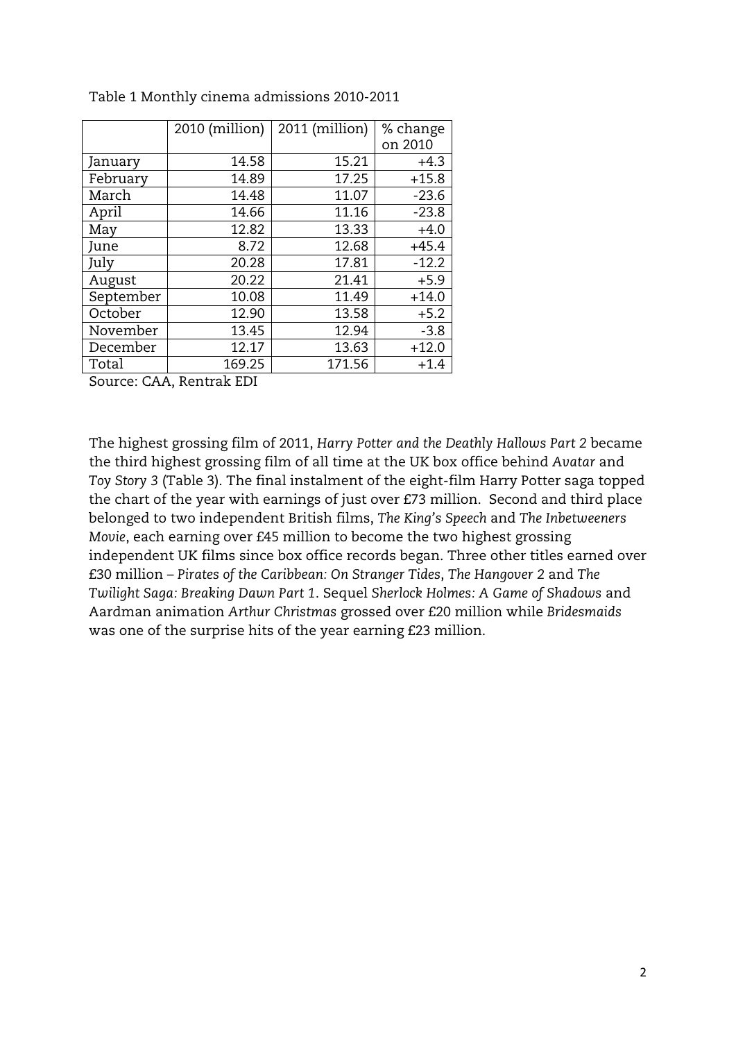Table 1 Monthly cinema admissions 2010-2011

| | 2010 (million) | 2011 (million) | % change on 2010 |
|---|---|---|---|
| January | 14.58 | 15.21 | +4.3 |
| February | 14.89 | 17.25 | +15.8 |
| March | 14.48 | 11.07 | -23.6 |
| April | 14.66 | 11.16 | -23.8 |
| May | 12.82 | 13.33 | +4.0 |
| June | 8.72 | 12.68 | +45.4 |
| July | 20.28 | 17.81 | -12.2 |
| August | 20.22 | 21.41 | +5.9 |
| September | 10.08 | 11.49 | +14.0 |
| October | 12.90 | 13.58 | +5.2 |
| November | 13.45 | 12.94 | -3.8 |
| December | 12.17 | 13.63 | +12.0 |
| Total | 169.25 | 171.56 | +1.4 |

Source: CAA, Rentrak EDI

The highest grossing film of 2011, *Harry Potter and the Deathly Hallows Part 2* became the third highest grossing film of all time at the UK box office behind *Avatar* and *Toy Story 3* (Table 3). The final instalment of the eight-film Harry Potter saga topped the chart of the year with earnings of just over £73 million. Second and third place belonged to two independent British films, *The King's Speech* and *The Inbetweeners Movie*, each earning over £45 million to become the two highest grossing independent UK films since box office records began. Three other titles earned over £30 million – *Pirates of the Caribbean: On Stranger Tides*, *The Hangover 2* and *The Twilight Saga: Breaking Dawn Part 1*. Sequel *Sherlock Holmes: A Game of Shadows* and Aardman animation *Arthur Christmas* grossed over £20 million while *Bridesmaids* was one of the surprise hits of the year earning £23 million.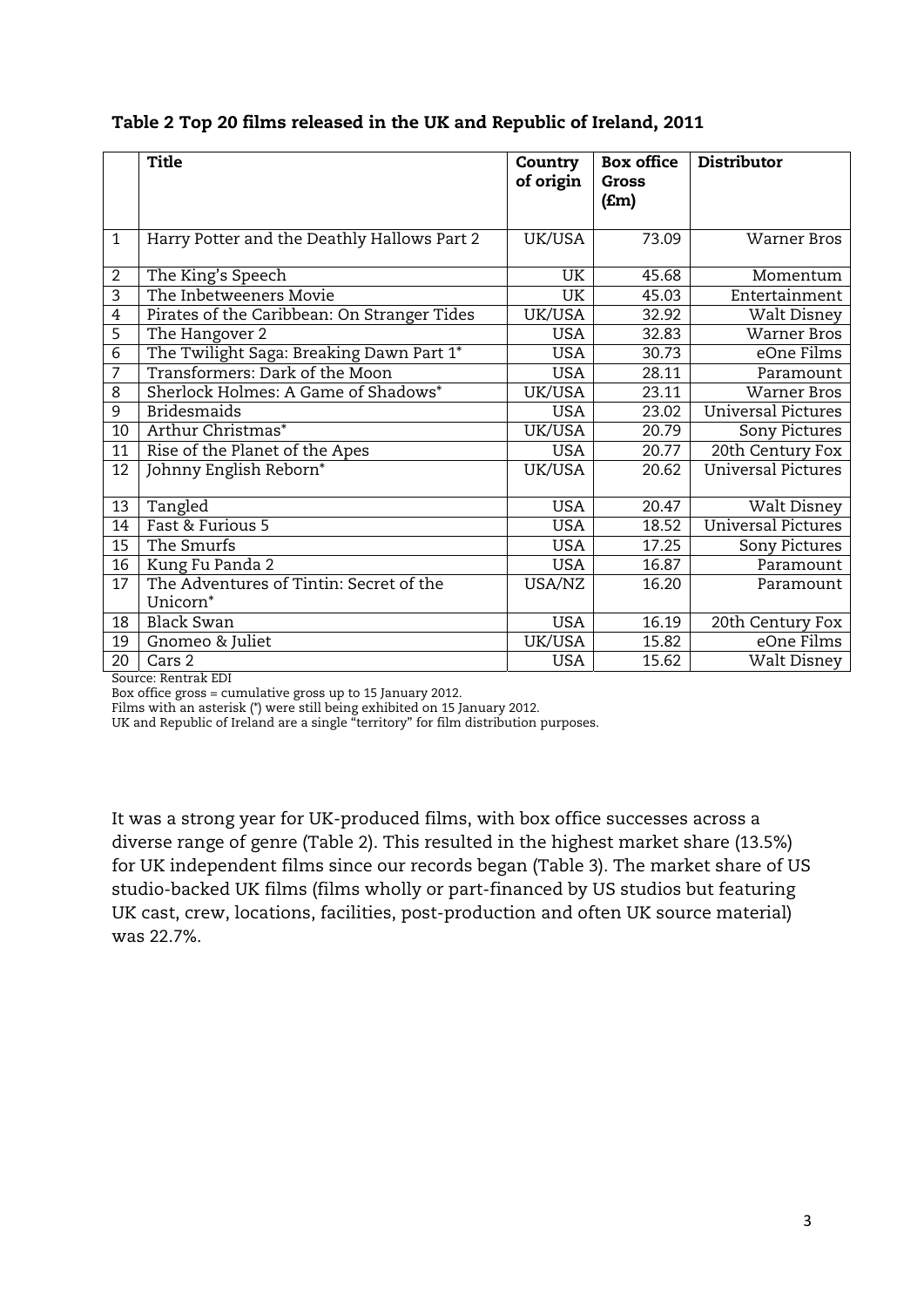**Table 2 Top 20 films released in the UK and Republic of Ireland, 2011**

| | Title | Country of origin | Box office Gross (£m) | Distributor |
|---|---|---|---|---|
| 1 | Harry Potter and the Deathly Hallows Part 2 | UK/USA | 73.09 | Warner Bros |
| 2 | The King's Speech | UK | 45.68 | Momentum |
| 3 | The Inbetweeners Movie | UK | 45.03 | Entertainment |
| 4 | Pirates of the Caribbean: On Stranger Tides | UK/USA | 32.92 | Walt Disney |
| 5 | The Hangover 2 | USA | 32.83 | Warner Bros |
| 6 | The Twilight Saga: Breaking Dawn Part 1* | USA | 30.73 | eOne Films |
| 7 | Transformers: Dark of the Moon | USA | 28.11 | Paramount |
| 8 | Sherlock Holmes: A Game of Shadows* | UK/USA | 23.11 | Warner Bros |
| 9 | Bridesmaids | USA | 23.02 | Universal Pictures |
| 10 | Arthur Christmas* | UK/USA | 20.79 | Sony Pictures |
| 11 | Rise of the Planet of the Apes | USA | 20.77 | 20th Century Fox |
| 12 | Johnny English Reborn* | UK/USA | 20.62 | Universal Pictures |
| 13 | Tangled | USA | 20.47 | Walt Disney |
| 14 | Fast & Furious 5 | USA | 18.52 | Universal Pictures |
| 15 | The Smurfs | USA | 17.25 | Sony Pictures |
| 16 | Kung Fu Panda 2 | USA | 16.87 | Paramount |
| 17 | The Adventures of Tintin: Secret of the Unicorn* | USA/NZ | 16.20 | Paramount |
| 18 | Black Swan | USA | 16.19 | 20th Century Fox |
| 19 | Gnomeo & Juliet | UK/USA | 15.82 | eOne Films |
| 20 | Cars 2 | USA | 15.62 | Walt Disney |

Source: Rentrak EDI
Box office gross = cumulative gross up to 15 January 2012.
Films with an asterisk (*) were still being exhibited on 15 January 2012.
UK and Republic of Ireland are a single "territory" for film distribution purposes.

It was a strong year for UK-produced films, with box office successes across a diverse range of genre (Table 2). This resulted in the highest market share (13.5%) for UK independent films since our records began (Table 3). The market share of US studio-backed UK films (films wholly or part-financed by US studios but featuring UK cast, crew, locations, facilities, post-production and often UK source material) was 22.7%.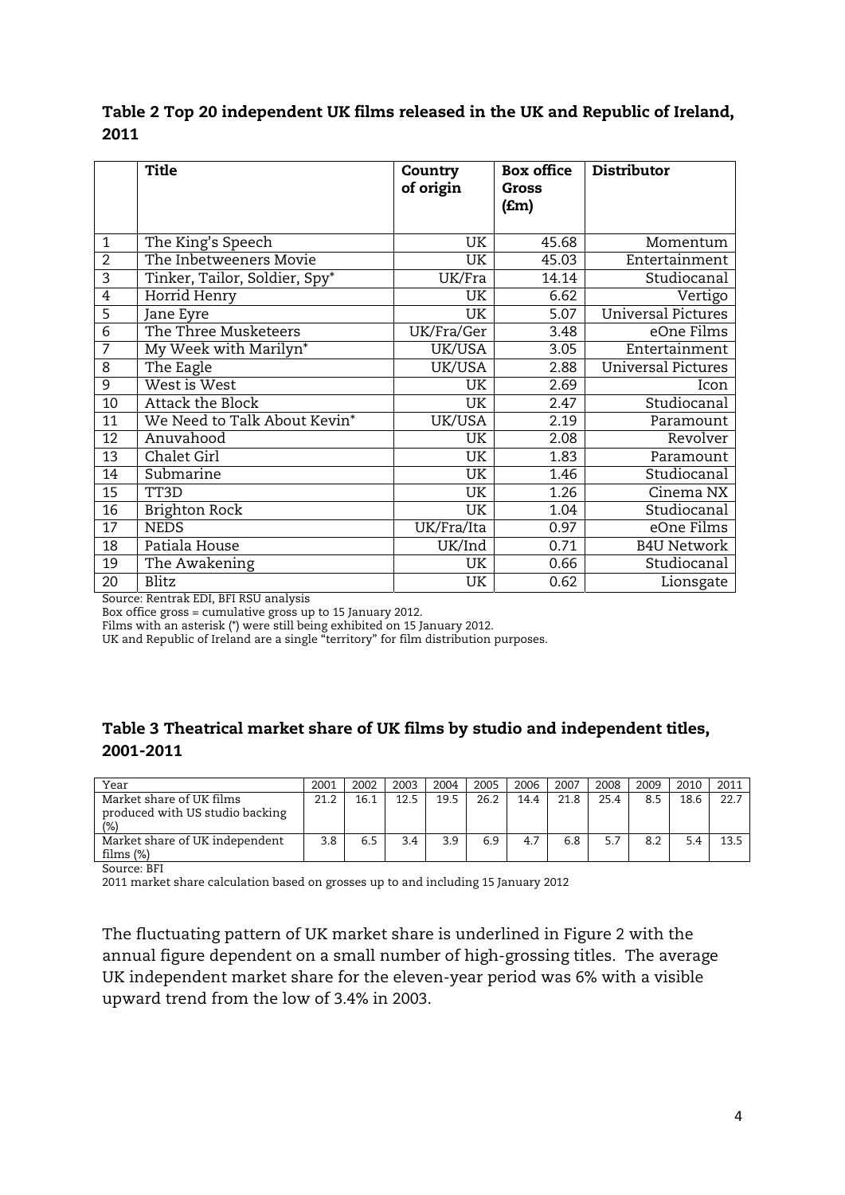### Table 2 Top 20 independent UK films released in the UK and Republic of Ireland, 2011

| | Title | Country of origin | Box office Gross (£m) | Distributor |
|---|---|---|---|---|
| 1 | The King's Speech | UK | 45.68 | Momentum |
| 2 | The Inbetweeners Movie | UK | 45.03 | Entertainment |
| 3 | Tinker, Tailor, Soldier, Spy* | UK/Fra | 14.14 | Studiocanal |
| 4 | Horrid Henry | UK | 6.62 | Vertigo |
| 5 | Jane Eyre | UK | 5.07 | Universal Pictures |
| 6 | The Three Musketeers | UK/Fra/Ger | 3.48 | eOne Films |
| 7 | My Week with Marilyn* | UK/USA | 3.05 | Entertainment |
| 8 | The Eagle | UK/USA | 2.88 | Universal Pictures |
| 9 | West is West | UK | 2.69 | Icon |
| 10 | Attack the Block | UK | 2.47 | Studiocanal |
| 11 | We Need to Talk About Kevin* | UK/USA | 2.19 | Paramount |
| 12 | Anuvahood | UK | 2.08 | Revolver |
| 13 | Chalet Girl | UK | 1.83 | Paramount |
| 14 | Submarine | UK | 1.46 | Studiocanal |
| 15 | TT3D | UK | 1.26 | Cinema NX |
| 16 | Brighton Rock | UK | 1.04 | Studiocanal |
| 17 | NEDS | UK/Fra/Ita | 0.97 | eOne Films |
| 18 | Patiala House | UK/Ind | 0.71 | B4U Network |
| 19 | The Awakening | UK | 0.66 | Studiocanal |
| 20 | Blitz | UK | 0.62 | Lionsgate |

Source: Rentrak EDI, BFI RSU analysis
Box office gross = cumulative gross up to 15 January 2012.
Films with an asterisk (*) were still being exhibited on 15 January 2012.
UK and Republic of Ireland are a single "territory" for film distribution purposes.

### Table 3 Theatrical market share of UK films by studio and independent titles, 2001-2011

| Year | 2001 | 2002 | 2003 | 2004 | 2005 | 2006 | 2007 | 2008 | 2009 | 2010 | 2011 |
|---|---|---|---|---|---|---|---|---|---|---|---|
| Market share of UK films produced with US studio backing (%) | 21.2 | 16.1 | 12.5 | 19.5 | 26.2 | 14.4 | 21.8 | 25.4 | 8.5 | 18.6 | 22.7 |
| Market share of UK independent films (%) | 3.8 | 6.5 | 3.4 | 3.9 | 6.9 | 4.7 | 6.8 | 5.7 | 8.2 | 5.4 | 13.5 |

Source: BFI
2011 market share calculation based on grosses up to and including 15 January 2012

The fluctuating pattern of UK market share is underlined in Figure 2 with the annual figure dependent on a small number of high-grossing titles. The average UK independent market share for the eleven-year period was 6% with a visible upward trend from the low of 3.4% in 2003.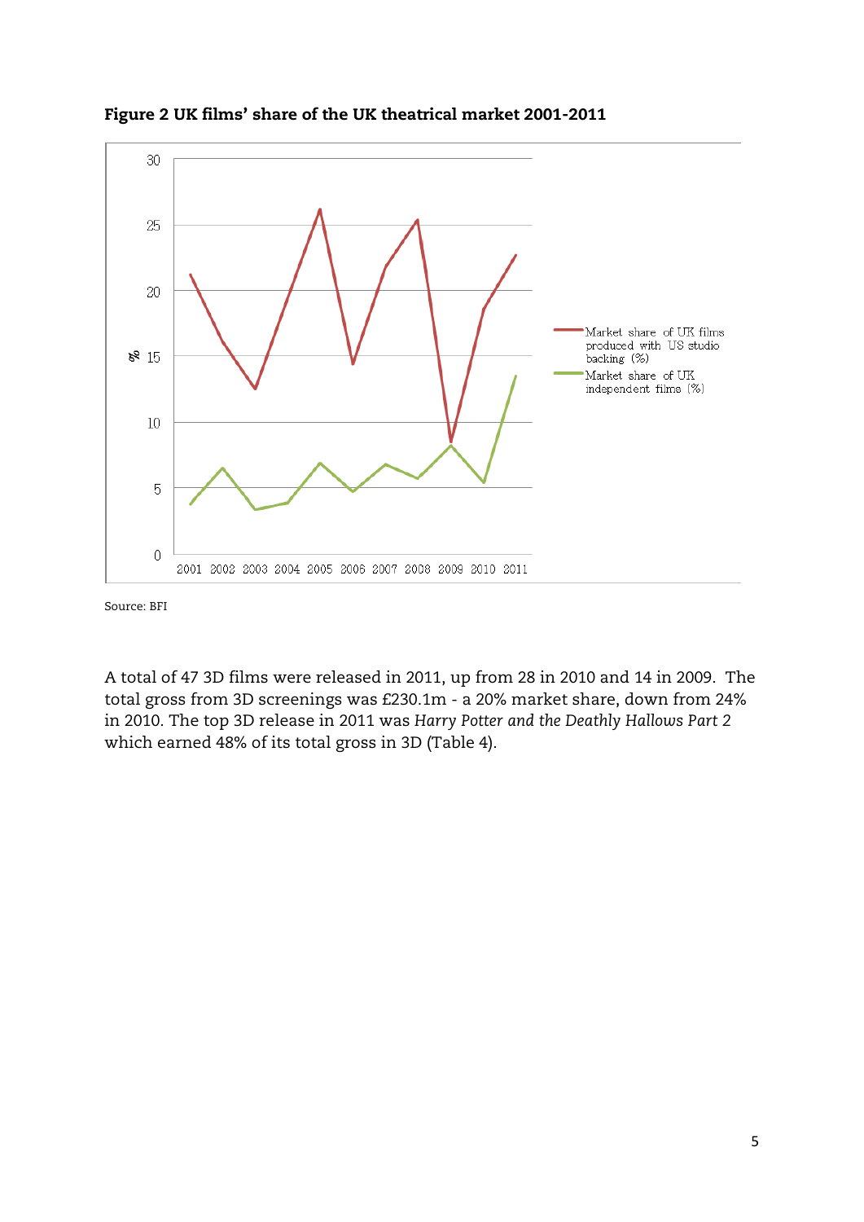**Figure 2 UK films' share of the UK theatrical market 2001-2011**

Source: BFI

A total of 47 3D films were released in 2011, up from 28 in 2010 and 14 in 2009. The total gross from 3D screenings was £230.1m - a 20% market share, down from 24% in 2010. The top 3D release in 2011 was *Harry Potter and the Deathly Hallows Part 2* which earned 48% of its total gross in 3D (Table 4).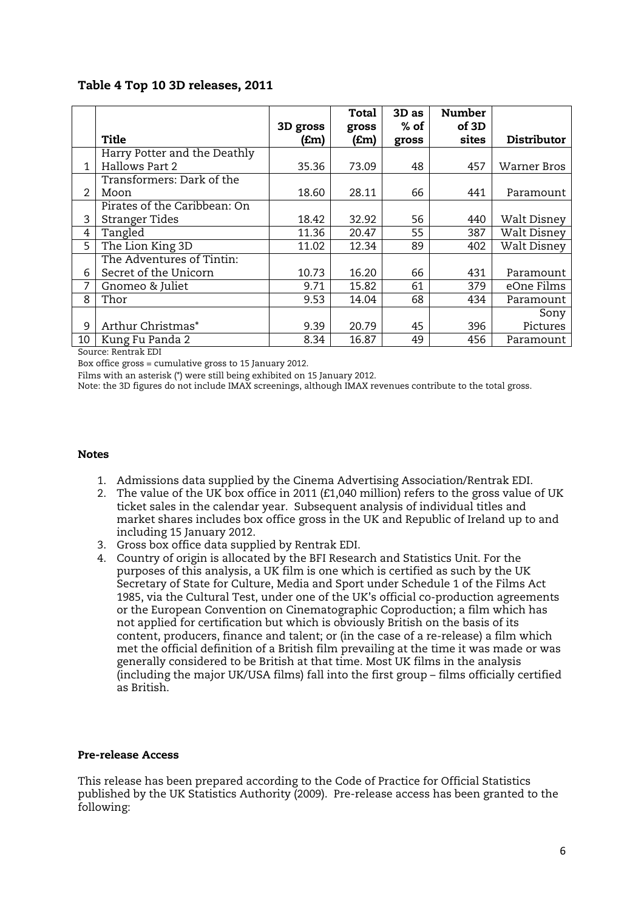### Table 4 Top 10 3D releases, 2011

| | Title | 3D gross (£m) | Total gross (£m) | 3D as % of gross | Number of 3D sites | Distributor |
|---|---|---|---|---|---|---|
| 1 | Harry Potter and the Deathly Hallows Part 2 | 35.36 | 73.09 | 48 | 457 | Warner Bros |
| 2 | Transformers: Dark of the Moon | 18.60 | 28.11 | 66 | 441 | Paramount |
| 3 | Pirates of the Caribbean: On Stranger Tides | 18.42 | 32.92 | 56 | 440 | Walt Disney |
| 4 | Tangled | 11.36 | 20.47 | 55 | 387 | Walt Disney |
| 5 | The Lion King 3D | 11.02 | 12.34 | 89 | 402 | Walt Disney |
| 6 | The Adventures of Tintin: Secret of the Unicorn | 10.73 | 16.20 | 66 | 431 | Paramount |
| 7 | Gnomeo & Juliet | 9.71 | 15.82 | 61 | 379 | eOne Films |
| 8 | Thor | 9.53 | 14.04 | 68 | 434 | Paramount |
| 9 | Arthur Christmas* | 9.39 | 20.79 | 45 | 396 | Sony Pictures |
| 10 | Kung Fu Panda 2 | 8.34 | 16.87 | 49 | 456 | Paramount |

Source: Rentrak EDI

Box office gross = cumulative gross to 15 January 2012.

Films with an asterisk (*) were still being exhibited on 15 January 2012.

Note: the 3D figures do not include IMAX screenings, although IMAX revenues contribute to the total gross.

#### Notes

1. Admissions data supplied by the Cinema Advertising Association/Rentrak EDI.
2. The value of the UK box office in 2011 (£1,040 million) refers to the gross value of UK ticket sales in the calendar year. Subsequent analysis of individual titles and market shares includes box office gross in the UK and Republic of Ireland up to and including 15 January 2012.
3. Gross box office data supplied by Rentrak EDI.
4. Country of origin is allocated by the BFI Research and Statistics Unit. For the purposes of this analysis, a UK film is one which is certified as such by the UK Secretary of State for Culture, Media and Sport under Schedule 1 of the Films Act 1985, via the Cultural Test, under one of the UK's official co-production agreements or the European Convention on Cinematographic Coproduction; a film which has not applied for certification but which is obviously British on the basis of its content, producers, finance and talent; or (in the case of a re-release) a film which met the official definition of a British film prevailing at the time it was made or was generally considered to be British at that time. Most UK films in the analysis (including the major UK/USA films) fall into the first group – films officially certified as British.

#### Pre-release Access

This release has been prepared according to the Code of Practice for Official Statistics published by the UK Statistics Authority (2009). Pre-release access has been granted to the following: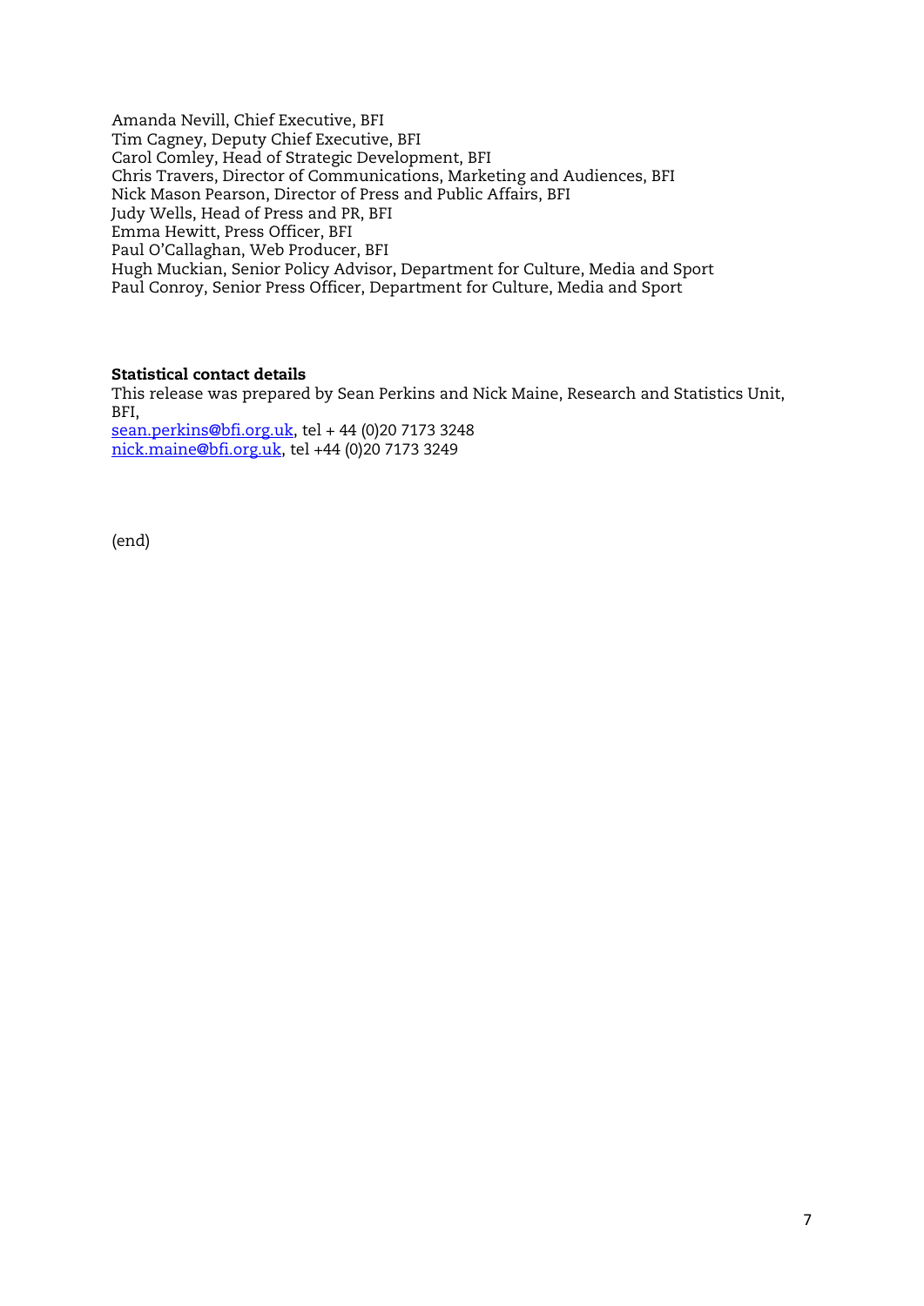Amanda Nevill, Chief Executive, BFI
Tim Cagney, Deputy Chief Executive, BFI
Carol Comley, Head of Strategic Development, BFI
Chris Travers, Director of Communications, Marketing and Audiences, BFI
Nick Mason Pearson, Director of Press and Public Affairs, BFI
Judy Wells, Head of Press and PR, BFI
Emma Hewitt, Press Officer, BFI
Paul O'Callaghan, Web Producer, BFI
Hugh Muckian, Senior Policy Advisor, Department for Culture, Media and Sport
Paul Conroy, Senior Press Officer, Department for Culture, Media and Sport

**Statistical contact details**

This release was prepared by Sean Perkins and Nick Maine, Research and Statistics Unit, BFI,
sean.perkins@bfi.org.uk, tel + 44 (0)20 7173 3248
nick.maine@bfi.org.uk, tel +44 (0)20 7173 3249

(end)